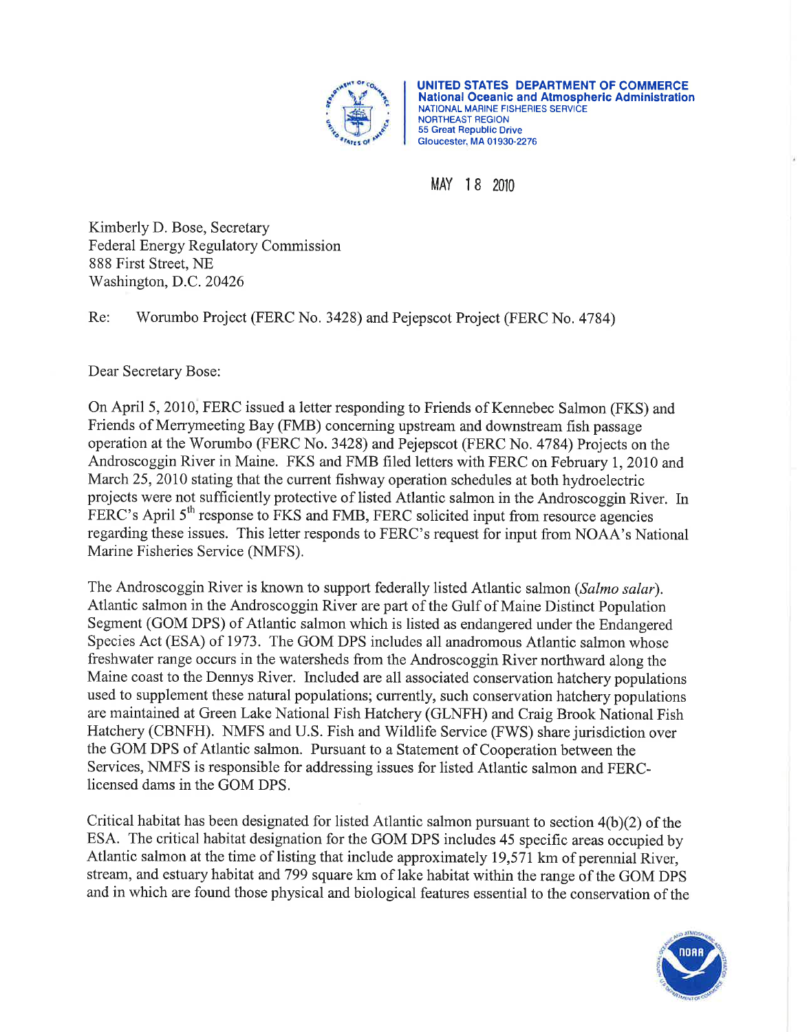**UNITED STATES DEPARTMENT OF COMMERCE**
**National Oceanic and Atmospheric Administration**
NATIONAL MARINE FISHERIES SERVICE
NORTHEAST REGION
55 Great Republic Drive
Gloucester, MA 01930-2276

MAY 18 2010

Kimberly D. Bose, Secretary
Federal Energy Regulatory Commission
888 First Street, NE
Washington, D.C. 20426

Re: Worumbo Project (FERC No. 3428) and Pejepscot Project (FERC No. 4784)

Dear Secretary Bose:

On April 5, 2010, FERC issued a letter responding to Friends of Kennebec Salmon (FKS) and Friends of Merrymeeting Bay (FMB) concerning upstream and downstream fish passage operation at the Worumbo (FERC No. 3428) and Pejepscot (FERC No. 4784) Projects on the Androscoggin River in Maine. FKS and FMB filed letters with FERC on February 1, 2010 and March 25, 2010 stating that the current fishway operation schedules at both hydroelectric projects were not sufficiently protective of listed Atlantic salmon in the Androscoggin River. In FERC's April 5th response to FKS and FMB, FERC solicited input from resource agencies regarding these issues. This letter responds to FERC's request for input from NOAA's National Marine Fisheries Service (NMFS).

The Androscoggin River is known to support federally listed Atlantic salmon (*Salmo salar*). Atlantic salmon in the Androscoggin River are part of the Gulf of Maine Distinct Population Segment (GOM DPS) of Atlantic salmon which is listed as endangered under the Endangered Species Act (ESA) of 1973. The GOM DPS includes all anadromous Atlantic salmon whose freshwater range occurs in the watersheds from the Androscoggin River northward along the Maine coast to the Dennys River. Included are all associated conservation hatchery populations used to supplement these natural populations; currently, such conservation hatchery populations are maintained at Green Lake National Fish Hatchery (GLNFH) and Craig Brook National Fish Hatchery (CBNFH). NMFS and U.S. Fish and Wildlife Service (FWS) share jurisdiction over the GOM DPS of Atlantic salmon. Pursuant to a Statement of Cooperation between the Services, NMFS is responsible for addressing issues for listed Atlantic salmon and FERC-licensed dams in the GOM DPS.

Critical habitat has been designated for listed Atlantic salmon pursuant to section 4(b)(2) of the ESA. The critical habitat designation for the GOM DPS includes 45 specific areas occupied by Atlantic salmon at the time of listing that include approximately 19,571 km of perennial River, stream, and estuary habitat and 799 square km of lake habitat within the range of the GOM DPS and in which are found those physical and biological features essential to the conservation of the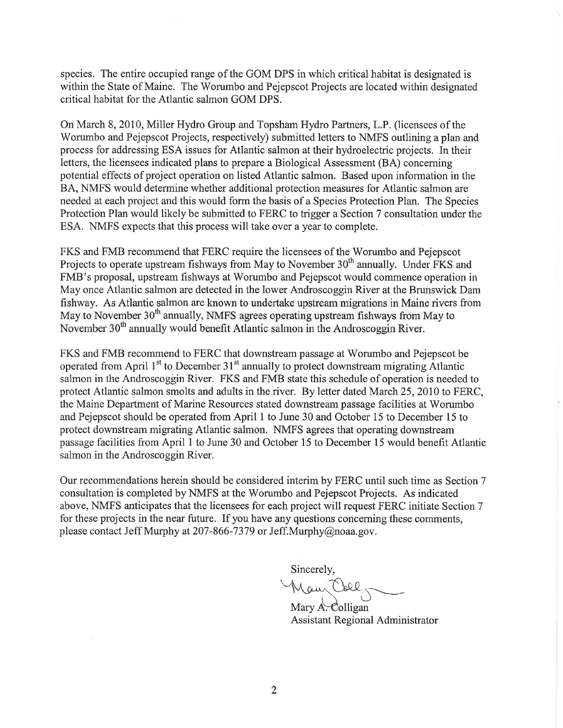species. The entire occupied range of the GOM DPS in which critical habitat is designated is within the State of Maine. The Worumbo and Pejepscot Projects are located within designated critical habitat for the Atlantic salmon GOM DPS.

On March 8, 2010, Miller Hydro Group and Topsham Hydro Partners, L.P. (licensees of the Worumbo and Pejepscot Projects, respectively) submitted letters to NMFS outlining a plan and process for addressing ESA issues for Atlantic salmon at their hydroelectric projects. In their letters, the licensees indicated plans to prepare a Biological Assessment (BA) concerning potential effects of project operation on listed Atlantic salmon. Based upon information in the BA, NMFS would determine whether additional protection measures for Atlantic salmon are needed at each project and this would form the basis of a Species Protection Plan. The Species Protection Plan would likely be submitted to FERC to trigger a Section 7 consultation under the ESA. NMFS expects that this process will take over a year to complete.

FKS and FMB recommend that FERC require the licensees of the Worumbo and Pejepscot Projects to operate upstream fishways from May to November 30th annually. Under FKS and FMB's proposal, upstream fishways at Worumbo and Pejepscot would commence operation in May once Atlantic salmon are detected in the lower Androscoggin River at the Brunswick Dam fishway. As Atlantic salmon are known to undertake upstream migrations in Maine rivers from May to November 30th annually, NMFS agrees operating upstream fishways from May to November 30th annually would benefit Atlantic salmon in the Androscoggin River.

FKS and FMB recommend to FERC that downstream passage at Worumbo and Pejepscot be operated from April 1st to December 31st annually to protect downstream migrating Atlantic salmon in the Androscoggin River. FKS and FMB state this schedule of operation is needed to protect Atlantic salmon smolts and adults in the river. By letter dated March 25, 2010 to FERC, the Maine Department of Marine Resources stated downstream passage facilities at Worumbo and Pejepscot should be operated from April 1 to June 30 and October 15 to December 15 to protect downstream migrating Atlantic salmon. NMFS agrees that operating downstream passage facilities from April 1 to June 30 and October 15 to December 15 would benefit Atlantic salmon in the Androscoggin River.

Our recommendations herein should be considered interim by FERC until such time as Section 7 consultation is completed by NMFS at the Worumbo and Pejepscot Projects. As indicated above, NMFS anticipates that the licensees for each project will request FERC initiate Section 7 for these projects in the near future. If you have any questions concerning these comments, please contact Jeff Murphy at 207-866-7379 or Jeff.Murphy@noaa.gov.

Sincerely,

Mary A. Colligan
Assistant Regional Administrator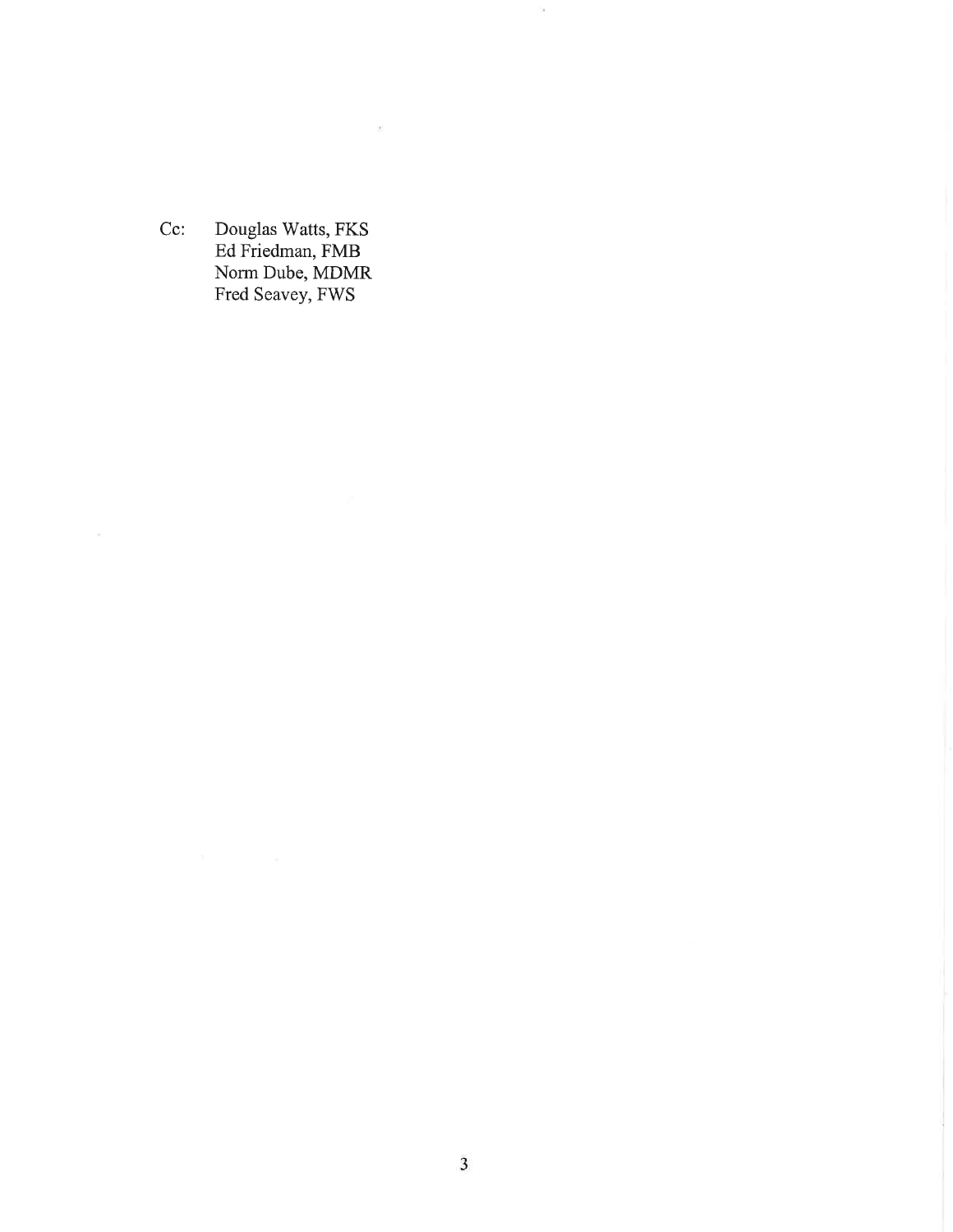Cc: Douglas Watts, FKS
Ed Friedman, FMB
Norm Dube, MDMR
Fred Seavey, FWS